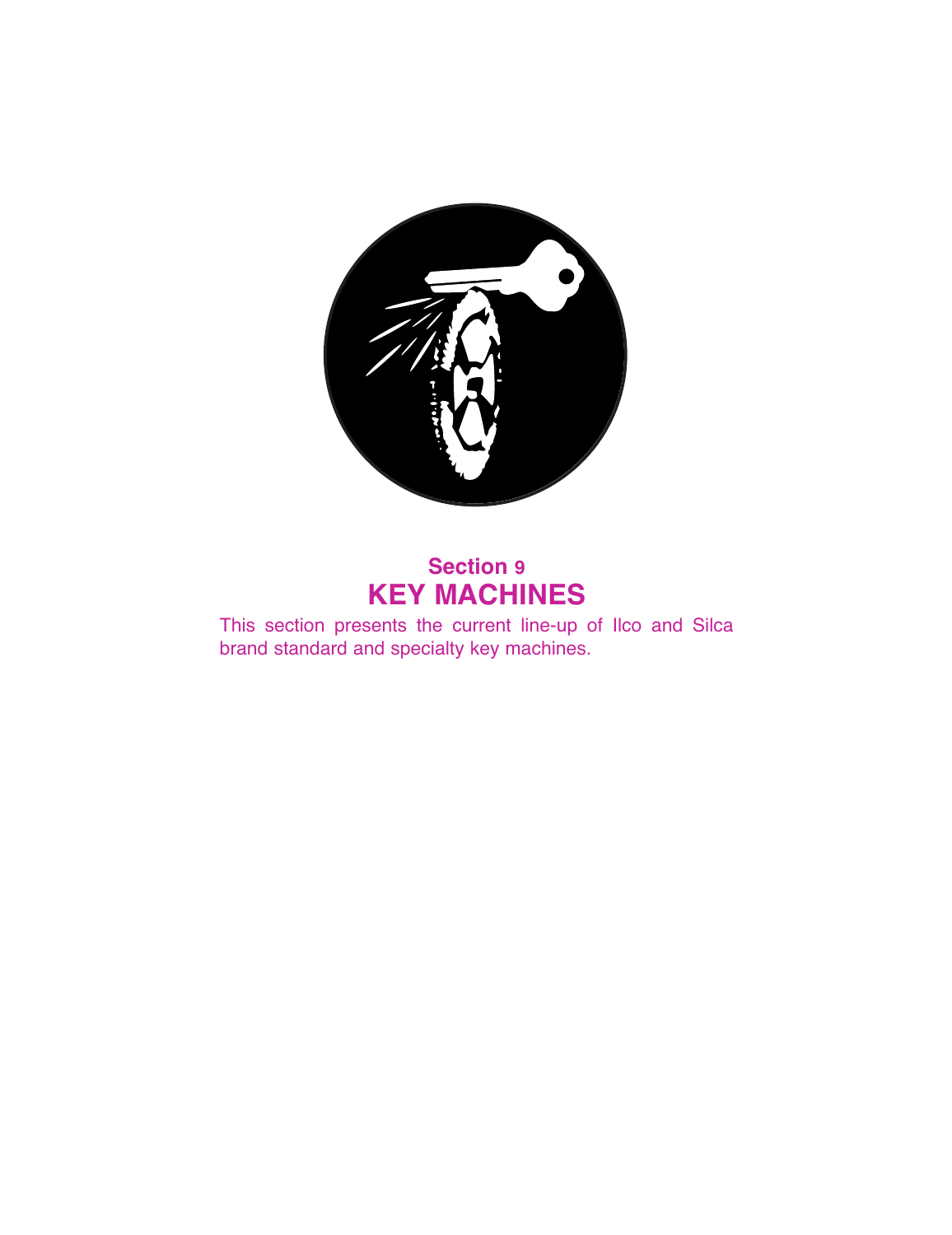## Section 9

# KEY MACHINES

This section presents the current line-up of Ilco and Silca brand standard and specialty key machines.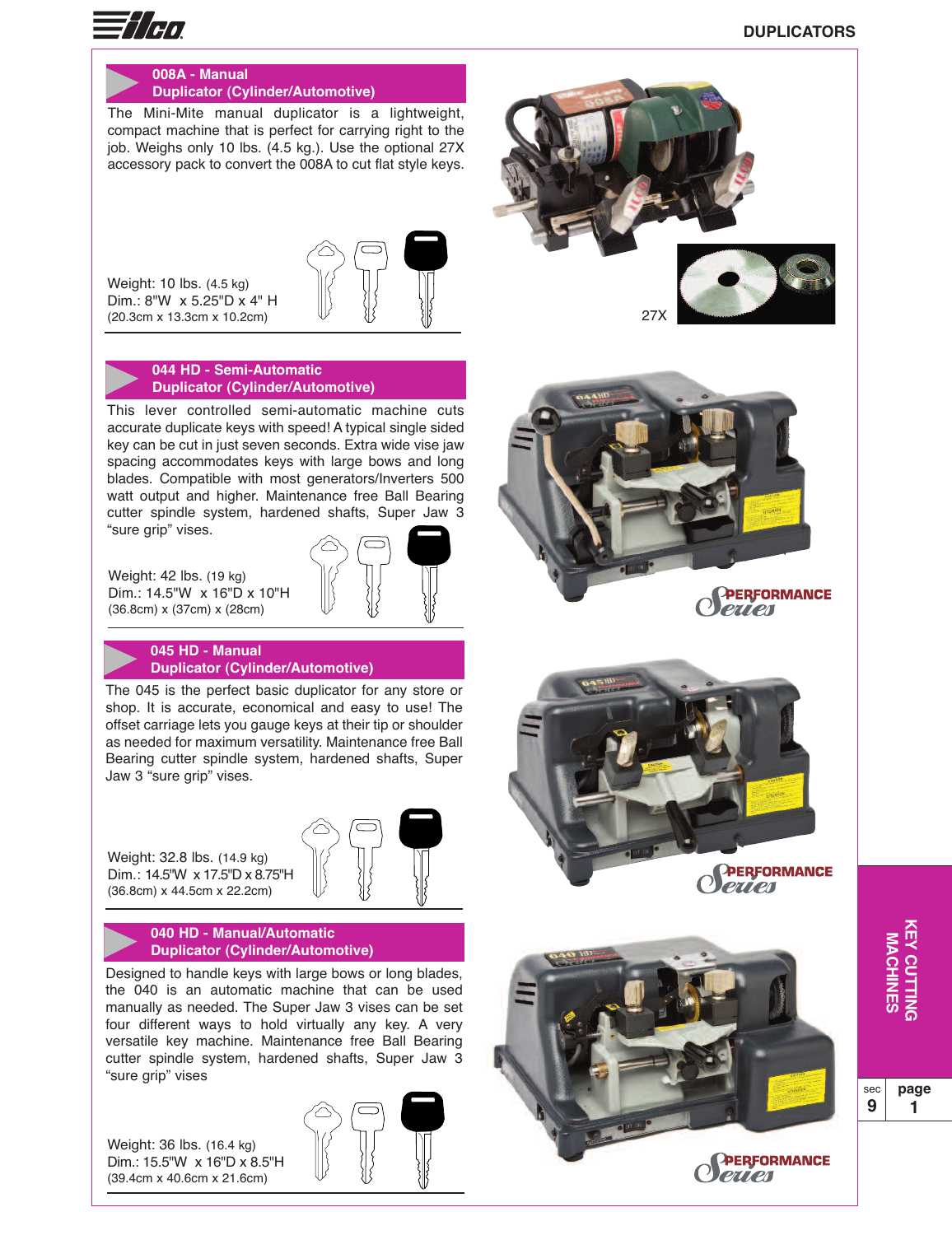# DUPLICATORS

## 008A - Manual Duplicator (Cylinder/Automotive)

The Mini-Mite manual duplicator is a lightweight, compact machine that is perfect for carrying right to the job. Weighs only 10 lbs. (4.5 kg.). Use the optional 27X accessory pack to convert the 008A to cut flat style keys.

Weight: 10 lbs. (4.5 kg)
Dim.: 8"W x 5.25"D x 4" H
(20.3cm x 13.3cm x 10.2cm)

27X

## 044 HD - Semi-Automatic Duplicator (Cylinder/Automotive)

This lever controlled semi-automatic machine cuts accurate duplicate keys with speed! A typical single sided key can be cut in just seven seconds. Extra wide vise jaw spacing accommodates keys with large bows and long blades. Compatible with most generators/Inverters 500 watt output and higher. Maintenance free Ball Bearing cutter spindle system, hardened shafts, Super Jaw 3 "sure grip" vises.

Weight: 42 lbs. (19 kg)
Dim.: 14.5"W x 16"D x 10"H
(36.8cm) x (37cm) x (28cm)

Performance Series

## 045 HD - Manual Duplicator (Cylinder/Automotive)

The 045 is the perfect basic duplicator for any store or shop. It is accurate, economical and easy to use! The offset carriage lets you gauge keys at their tip or shoulder as needed for maximum versatility. Maintenance free Ball Bearing cutter spindle system, hardened shafts, Super Jaw 3 "sure grip" vises.

Weight: 32.8 lbs. (14.9 kg)
Dim.: 14.5"W x 17.5"D x 8.75"H
(36.8cm) x 44.5cm x 22.2cm)

Performance Series

## 040 HD - Manual/Automatic Duplicator (Cylinder/Automotive)

Designed to handle keys with large bows or long blades, the 040 is an automatic machine that can be used manually as needed. The Super Jaw 3 vises can be set four different ways to hold virtually any key. A very versatile key machine. Maintenance free Ball Bearing cutter spindle system, hardened shafts, Super Jaw 3 "sure grip" vises

Weight: 36 lbs. (16.4 kg)
Dim.: 15.5"W x 16"D x 8.5"H
(39.4cm x 40.6cm x 21.6cm)

Performance Series

KEY CUTTING MACHINES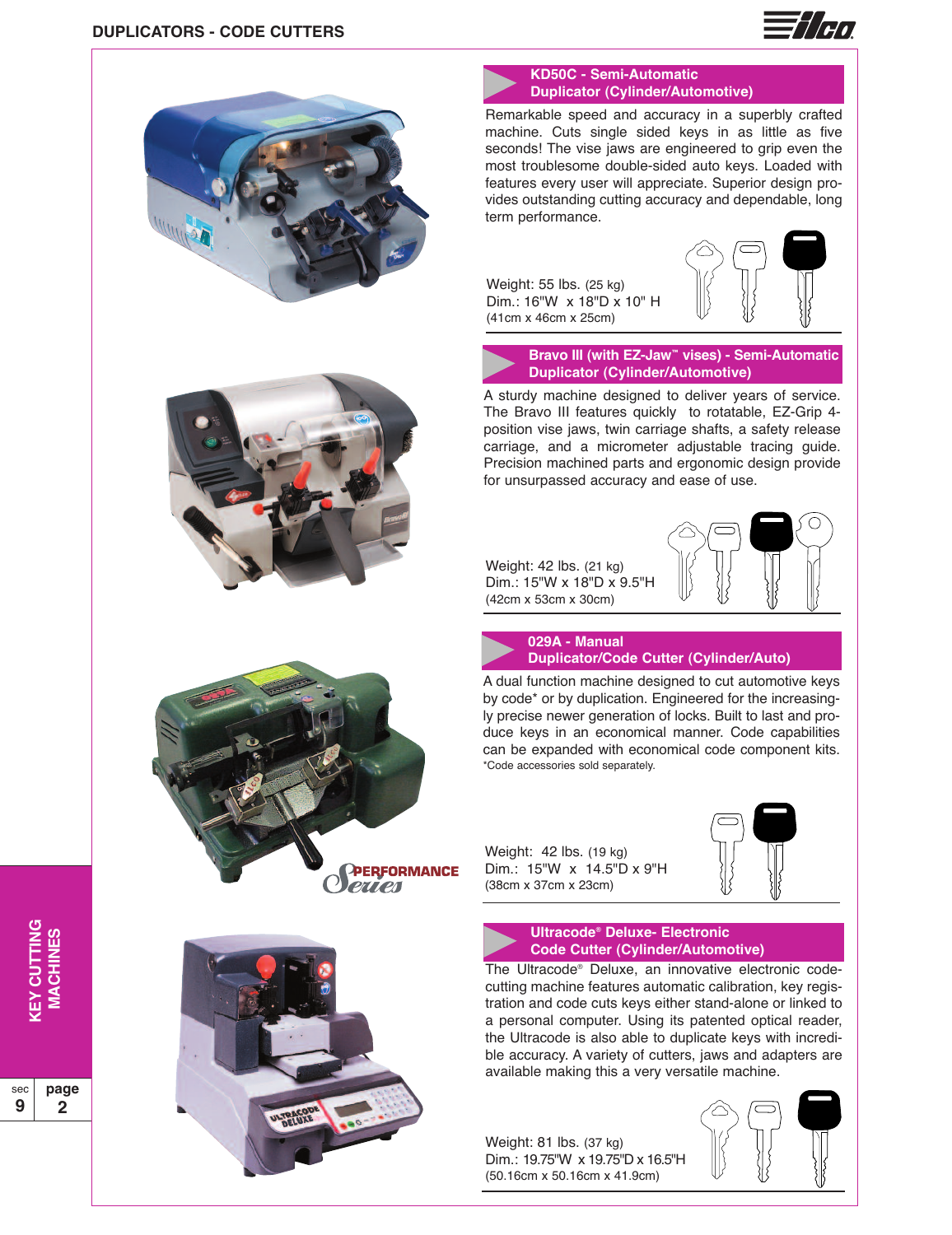## DUPLICATORS - CODE CUTTERS

### KD50C - Semi-Automatic Duplicator (Cylinder/Automotive)

Remarkable speed and accuracy in a superbly crafted machine. Cuts single sided keys in as little as five seconds! The vise jaws are engineered to grip even the most troublesome double-sided auto keys. Loaded with features every user will appreciate. Superior design provides outstanding cutting accuracy and dependable, long term performance.

Weight: 55 lbs. (25 kg)
Dim.: 16"W x 18"D x 10" H
(41cm x 46cm x 25cm)

### Bravo III (with EZ-Jaw™ vises) - Semi-Automatic Duplicator (Cylinder/Automotive)

A sturdy machine designed to deliver years of service. The Bravo III features quickly to rotatable, EZ-Grip 4-position vise jaws, twin carriage shafts, a safety release carriage, and a micrometer adjustable tracing guide. Precision machined parts and ergonomic design provide for unsurpassed accuracy and ease of use.

Weight: 42 lbs. (21 kg)
Dim.: 15"W x 18"D x 9.5"H
(42cm x 53cm x 30cm)

### 029A - Manual Duplicator/Code Cutter (Cylinder/Auto)

A dual function machine designed to cut automotive keys by code* or by duplication. Engineered for the increasingly precise newer generation of locks. Built to last and produce keys in an economical manner. Code capabilities can be expanded with economical code component kits.
*Code accessories sold separately.

Weight: 42 lbs. (19 kg)
Dim.: 15"W x 14.5"D x 9"H
(38cm x 37cm x 23cm)

Performance Series

### Ultracode® Deluxe- Electronic Code Cutter (Cylinder/Automotive)

The Ultracode® Deluxe, an innovative electronic code-cutting machine features automatic calibration, key registration and code cuts keys either stand-alone or linked to a personal computer. Using its patented optical reader, the Ultracode is also able to duplicate keys with incredible accuracy. A variety of cutters, jaws and adapters are available making this a very versatile machine.

Weight: 81 lbs. (37 kg)
Dim.: 19.75"W x 19.75"D x 16.5"H
(50.16cm x 50.16cm x 41.9cm)

KEY CUTTING MACHINES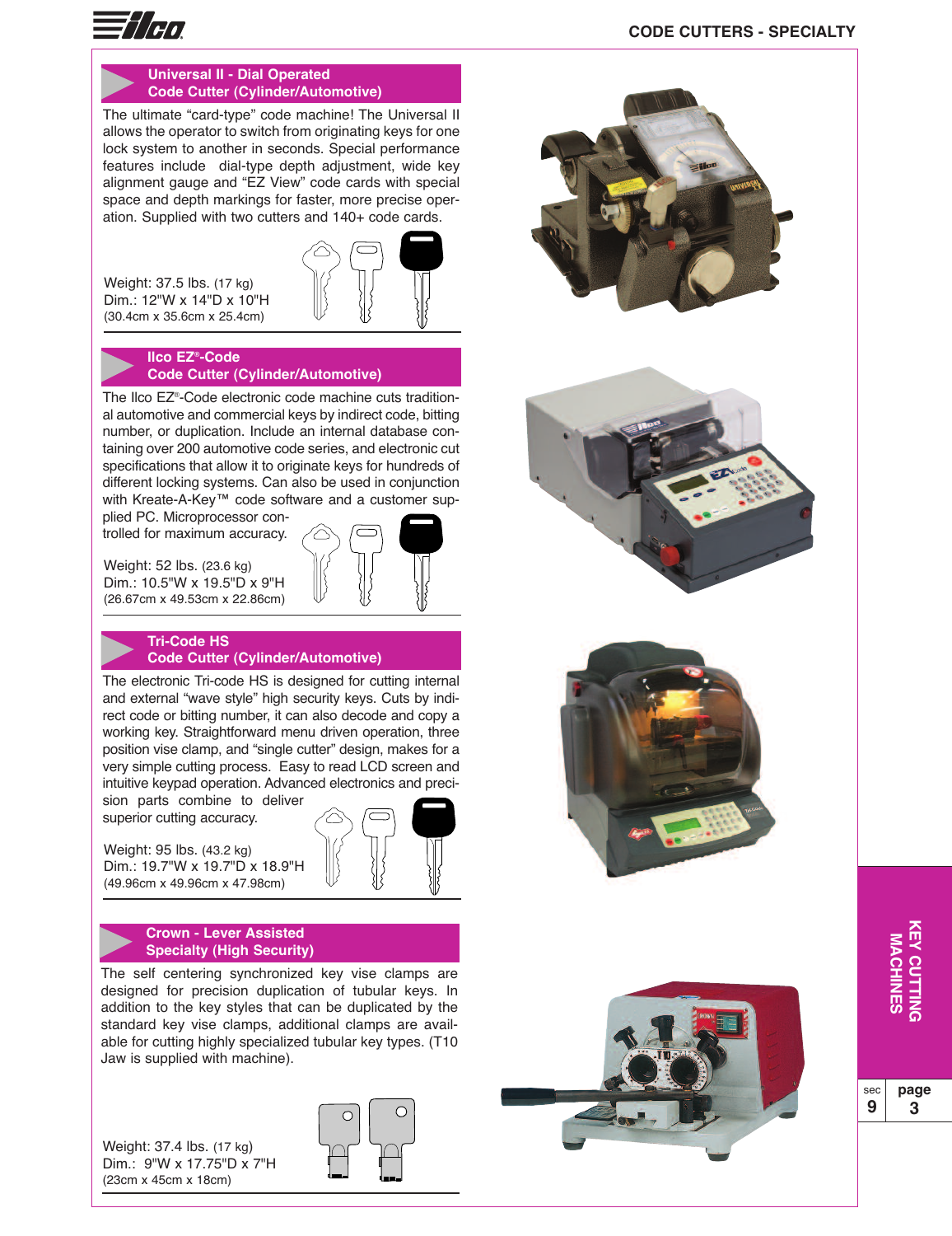## CODE CUTTERS - SPECIALTY

### Universal II - Dial Operated Code Cutter (Cylinder/Automotive)

The ultimate "card-type" code machine! The Universal II allows the operator to switch from originating keys for one lock system to another in seconds. Special performance features include dial-type depth adjustment, wide key alignment gauge and "EZ View" code cards with special space and depth markings for faster, more precise operation. Supplied with two cutters and 140+ code cards.

Weight: 37.5 lbs. (17 kg)
Dim.: 12"W x 14"D x 10"H
(30.4cm x 35.6cm x 25.4cm)

### Ilco EZ®-Code Code Cutter (Cylinder/Automotive)

The Ilco EZ®-Code electronic code machine cuts traditional automotive and commercial keys by indirect code, bitting number, or duplication. Include an internal database containing over 200 automotive code series, and electronic cut specifications that allow it to originate keys for hundreds of different locking systems. Can also be used in conjunction with Kreate-A-Key™ code software and a customer supplied PC. Microprocessor controlled for maximum accuracy.

Weight: 52 lbs. (23.6 kg)
Dim.: 10.5"W x 19.5"D x 9"H
(26.67cm x 49.53cm x 22.86cm)

### Tri-Code HS Code Cutter (Cylinder/Automotive)

The electronic Tri-code HS is designed for cutting internal and external "wave style" high security keys. Cuts by indirect code or bitting number, it can also decode and copy a working key. Straightforward menu driven operation, three position vise clamp, and "single cutter" design, makes for a very simple cutting process. Easy to read LCD screen and intuitive keypad operation. Advanced electronics and precision parts combine to deliver superior cutting accuracy.

Weight: 95 lbs. (43.2 kg)
Dim.: 19.7"W x 19.7"D x 18.9"H
(49.96cm x 49.96cm x 47.98cm)

### Crown - Lever Assisted Specialty (High Security)

The self centering synchronized key vise clamps are designed for precision duplication of tubular keys. In addition to the key styles that can be duplicated by the standard key vise clamps, additional clamps are available for cutting highly specialized tubular key types. (T10 Jaw is supplied with machine).

Weight: 37.4 lbs. (17 kg)
Dim.: 9"W x 17.75"D x 7"H
(23cm x 45cm x 18cm)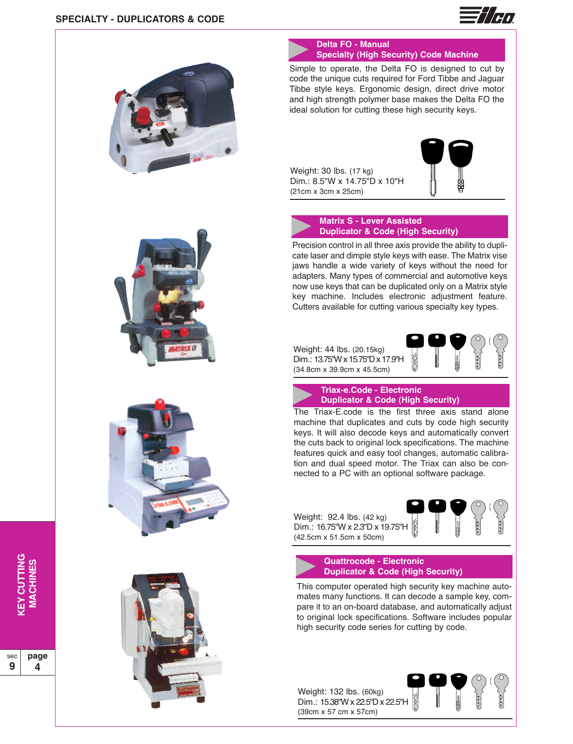## SPECIALTY - DUPLICATORS & CODE

### Delta FO - Manual Specialty (High Security) Code Machine

Simple to operate, the Delta FO is designed to cut by code the unique cuts required for Ford Tibbe and Jaguar Tibbe style keys. Ergonomic design, direct drive motor and high strength polymer base makes the Delta FO the ideal solution for cutting these high security keys.

Weight: 30 lbs. (17 kg)
Dim.: 8.5"W x 14.75"D x 10"H
(21cm x 3cm x 25cm)

### Matrix S - Lever Assisted Duplicator & Code (High Security)

Precision control in all three axis provide the ability to duplicate laser and dimple style keys with ease. The Matrix vise jaws handle a wide variety of keys without the need for adapters. Many types of commercial and automotive keys now use keys that can be duplicated only on a Matrix style key machine. Includes electronic adjustment feature. Cutters available for cutting various specialty key types.

Weight: 44 lbs. (20.15kg)
Dim.: 13.75"W x 15.75"D x 17.9"H
(34.8cm x 39.9cm x 45.5cm)

### Triax-e.Code - Electronic Duplicator & Code (High Security)

The Triax-E.code is the first three axis stand alone machine that duplicates and cuts by code high security keys. It will also decode keys and automatically convert the cuts back to original lock specifications. The machine features quick and easy tool changes, automatic calibration and dual speed motor. The Triax can also be connected to a PC with an optional software package.

Weight: 92.4 lbs. (42 kg)
Dim.: 16.75"W x 2.3"D x 19.75"H
(42.5cm x 51.5cm x 50cm)

### Quattrocode - Electronic Duplicator & Code (High Security)

This computer operated high security key machine automates many functions. It can decode a sample key, compare it to an on-board database, and automatically adjust to original lock specifications. Software includes popular high security code series for cutting by code.

Weight: 132 lbs. (60kg)
Dim.: 15.38"W x 22.5"D x 22.5"H
(39cm x 57 cm x 57cm)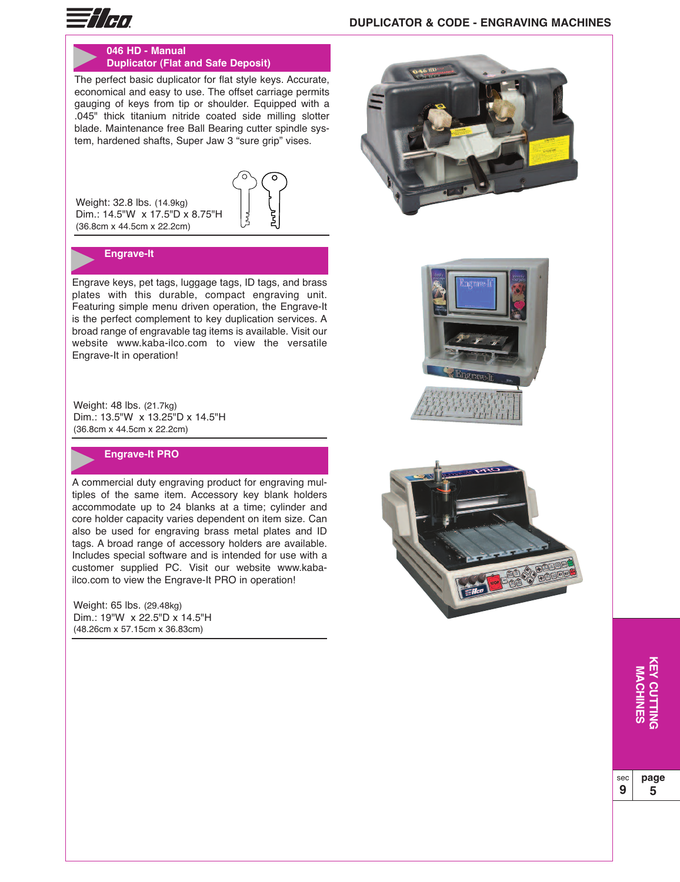## 046 HD - Manual Duplicator (Flat and Safe Deposit)

The perfect basic duplicator for flat style keys. Accurate, economical and easy to use. The offset carriage permits gauging of keys from tip or shoulder. Equipped with a .045" thick titanium nitride coated side milling slotter blade. Maintenance free Ball Bearing cutter spindle system, hardened shafts, Super Jaw 3 "sure grip" vises.

Weight: 32.8 lbs. (14.9kg)
Dim.: 14.5"W x 17.5"D x 8.75"H
(36.8cm x 44.5cm x 22.2cm)

## Engrave-It

Engrave keys, pet tags, luggage tags, ID tags, and brass plates with this durable, compact engraving unit. Featuring simple menu driven operation, the Engrave-It is the perfect complement to key duplication services. A broad range of engravable tag items is available. Visit our website www.kaba-ilco.com to view the versatile Engrave-It in operation!

Weight: 48 lbs. (21.7kg)
Dim.: 13.5"W x 13.25"D x 14.5"H
(36.8cm x 44.5cm x 22.2cm)

## Engrave-It PRO

A commercial duty engraving product for engraving multiples of the same item. Accessory key blank holders accommodate up to 24 blanks at a time; cylinder and core holder capacity varies dependent on item size. Can also be used for engraving brass metal plates and ID tags. A broad range of accessory holders are available. Includes special software and is intended for use with a customer supplied PC. Visit our website www.kaba-ilco.com to view the Engrave-It PRO in operation!

Weight: 65 lbs. (29.48kg)
Dim.: 19"W x 22.5"D x 14.5"H
(48.26cm x 57.15cm x 36.83cm)